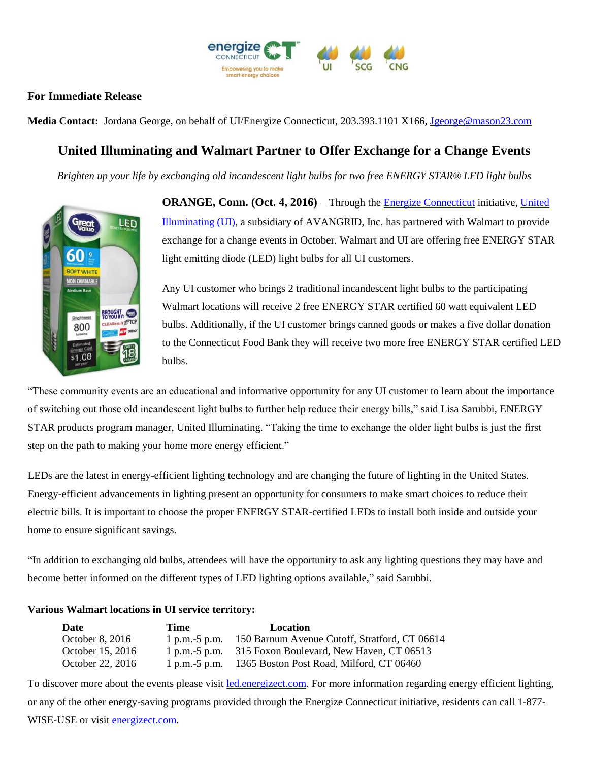**For Immediate Release**

**Media Contact:** Jordana George, on behalf of UI/Energize Connecticut, 203.393.1101 X166, Jgeorge@mason23.com

## United Illuminating and Walmart Partner to Offer Exchange for a Change Events

*Brighten up your life by exchanging old incandescent light bulbs for two free ENERGY STAR® LED light bulbs*

**ORANGE, Conn. (Oct. 4, 2016)** – Through the Energize Connecticut initiative, United Illuminating (UI), a subsidiary of AVANGRID, Inc. has partnered with Walmart to provide exchange for a change events in October. Walmart and UI are offering free ENERGY STAR light emitting diode (LED) light bulbs for all UI customers.

Any UI customer who brings 2 traditional incandescent light bulbs to the participating Walmart locations will receive 2 free ENERGY STAR certified 60 watt equivalent LED bulbs. Additionally, if the UI customer brings canned goods or makes a five dollar donation to the Connecticut Food Bank they will receive two more free ENERGY STAR certified LED bulbs.

"These community events are an educational and informative opportunity for any UI customer to learn about the importance of switching out those old incandescent light bulbs to further help reduce their energy bills," said Lisa Sarubbi, ENERGY STAR products program manager, United Illuminating. "Taking the time to exchange the older light bulbs is just the first step on the path to making your home more energy efficient."

LEDs are the latest in energy-efficient lighting technology and are changing the future of lighting in the United States. Energy-efficient advancements in lighting present an opportunity for consumers to make smart choices to reduce their electric bills. It is important to choose the proper ENERGY STAR-certified LEDs to install both inside and outside your home to ensure significant savings.

"In addition to exchanging old bulbs, attendees will have the opportunity to ask any lighting questions they may have and become better informed on the different types of LED lighting options available," said Sarubbi.

**Various Walmart locations in UI service territory:**

| Date | Time | Location |
|---|---|---|
| October 8, 2016 | 1 p.m.-5 p.m. | 150 Barnum Avenue Cutoff, Stratford, CT 06614 |
| October 15, 2016 | 1 p.m.-5 p.m. | 315 Foxon Boulevard, New Haven, CT 06513 |
| October 22, 2016 | 1 p.m.-5 p.m. | 1365 Boston Post Road, Milford, CT 06460 |

To discover more about the events please visit led.energizect.com. For more information regarding energy efficient lighting, or any of the other energy-saving programs provided through the Energize Connecticut initiative, residents can call 1-877-WISE-USE or visit energizect.com.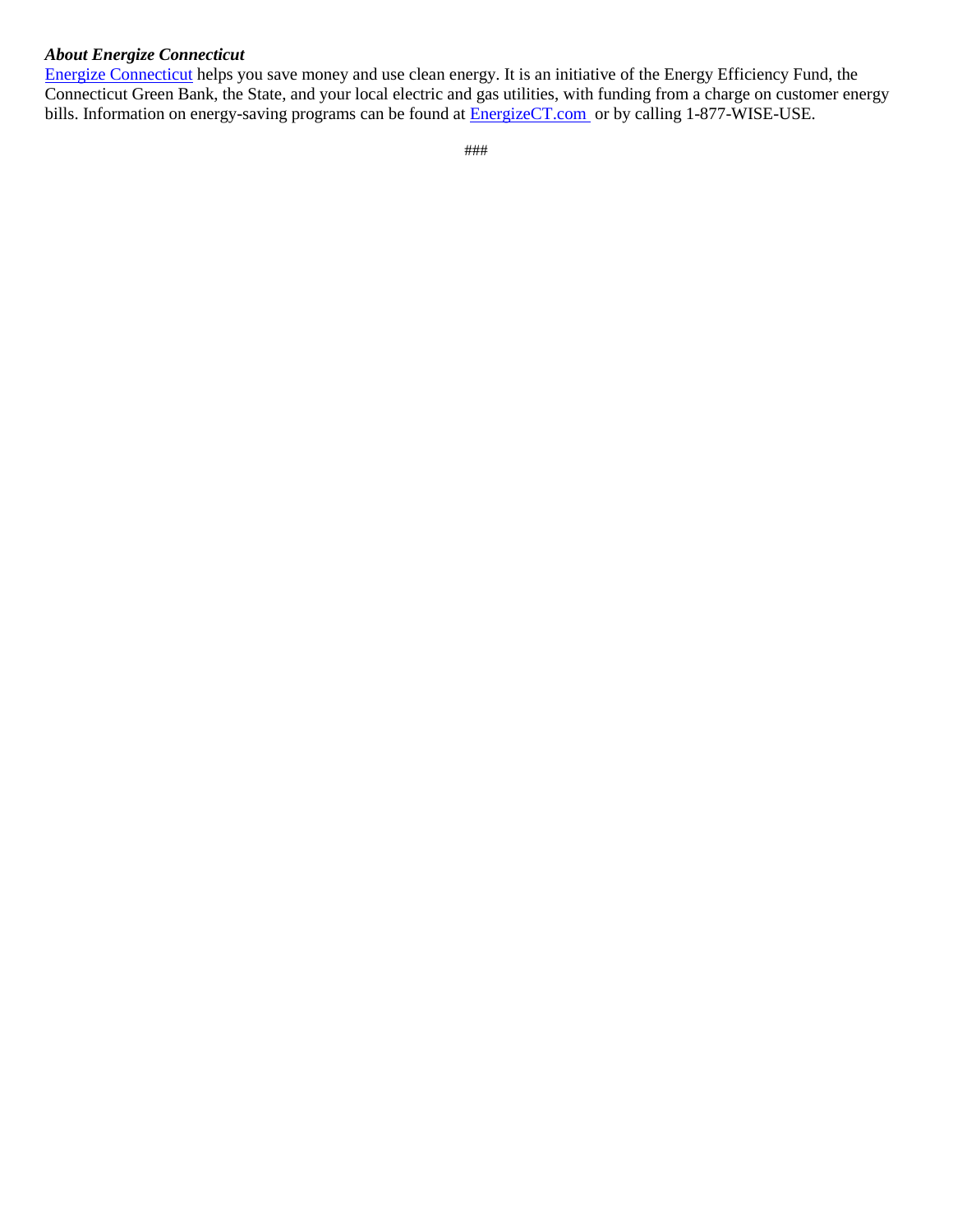***About Energize Connecticut***

Energize Connecticut helps you save money and use clean energy. It is an initiative of the Energy Efficiency Fund, the Connecticut Green Bank, the State, and your local electric and gas utilities, with funding from a charge on customer energy bills. Information on energy-saving programs can be found at EnergizeCT.com or by calling 1-877-WISE-USE.

###